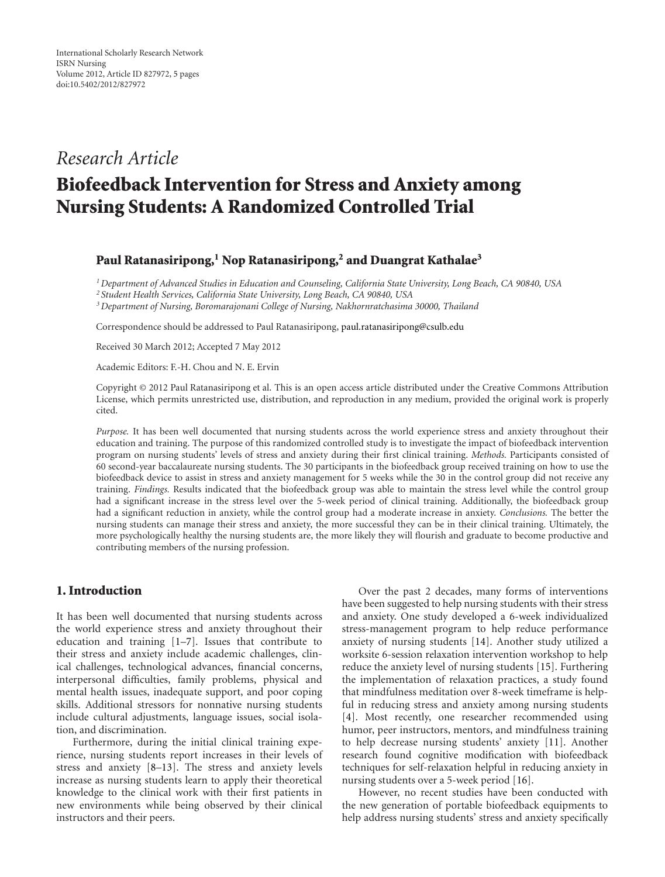International Scholarly Research Network
ISRN Nursing
Volume 2012, Article ID 827972, 5 pages
doi:10.5402/2012/827972

*Research Article*

# Biofeedback Intervention for Stress and Anxiety among Nursing Students: A Randomized Controlled Trial

**Paul Ratanasiripong,[1] Nop Ratanasiripong,[2] and Duangrat Kathalae[3]**

[1] *Department of Advanced Studies in Education and Counseling, California State University, Long Beach, CA 90840, USA*
[2] *Student Health Services, California State University, Long Beach, CA 90840, USA*
[3] *Department of Nursing, Boromarajonani College of Nursing, Nakhornratchasima 30000, Thailand*

Correspondence should be addressed to Paul Ratanasiripong, paul.ratanasiripong@csulb.edu

Received 30 March 2012; Accepted 7 May 2012

Academic Editors: F.-H. Chou and N. E. Ervin

Copyright © 2012 Paul Ratanasiripong et al. This is an open access article distributed under the Creative Commons Attribution License, which permits unrestricted use, distribution, and reproduction in any medium, provided the original work is properly cited.

*Purpose.* It has been well documented that nursing students across the world experience stress and anxiety throughout their education and training. The purpose of this randomized controlled study is to investigate the impact of biofeedback intervention program on nursing students' levels of stress and anxiety during their first clinical training. *Methods.* Participants consisted of 60 second-year baccalaureate nursing students. The 30 participants in the biofeedback group received training on how to use the biofeedback device to assist in stress and anxiety management for 5 weeks while the 30 in the control group did not receive any training. *Findings.* Results indicated that the biofeedback group was able to maintain the stress level while the control group had a significant increase in the stress level over the 5-week period of clinical training. Additionally, the biofeedback group had a significant reduction in anxiety, while the control group had a moderate increase in anxiety. *Conclusions.* The better the nursing students can manage their stress and anxiety, the more successful they can be in their clinical training. Ultimately, the more psychologically healthy the nursing students are, the more likely they will flourish and graduate to become productive and contributing members of the nursing profession.

## 1. Introduction

It has been well documented that nursing students across the world experience stress and anxiety throughout their education and training [1–7]. Issues that contribute to their stress and anxiety include academic challenges, clinical challenges, technological advances, financial concerns, interpersonal difficulties, family problems, physical and mental health issues, inadequate support, and poor coping skills. Additional stressors for nonnative nursing students include cultural adjustments, language issues, social isolation, and discrimination.

Furthermore, during the initial clinical training experience, nursing students report increases in their levels of stress and anxiety [8–13]. The stress and anxiety levels increase as nursing students learn to apply their theoretical knowledge to the clinical work with their first patients in new environments while being observed by their clinical instructors and their peers.

Over the past 2 decades, many forms of interventions have been suggested to help nursing students with their stress and anxiety. One study developed a 6-week individualized stress-management program to help reduce performance anxiety of nursing students [14]. Another study utilized a worksite 6-session relaxation intervention workshop to help reduce the anxiety level of nursing students [15]. Furthering the implementation of relaxation practices, a study found that mindfulness meditation over 8-week timeframe is helpful in reducing stress and anxiety among nursing students [4]. Most recently, one researcher recommended using humor, peer instructors, mentors, and mindfulness training to help decrease nursing students' anxiety [11]. Another research found cognitive modification with biofeedback techniques for self-relaxation helpful in reducing anxiety in nursing students over a 5-week period [16].

However, no recent studies have been conducted with the new generation of portable biofeedback equipments to help address nursing students' stress and anxiety specifically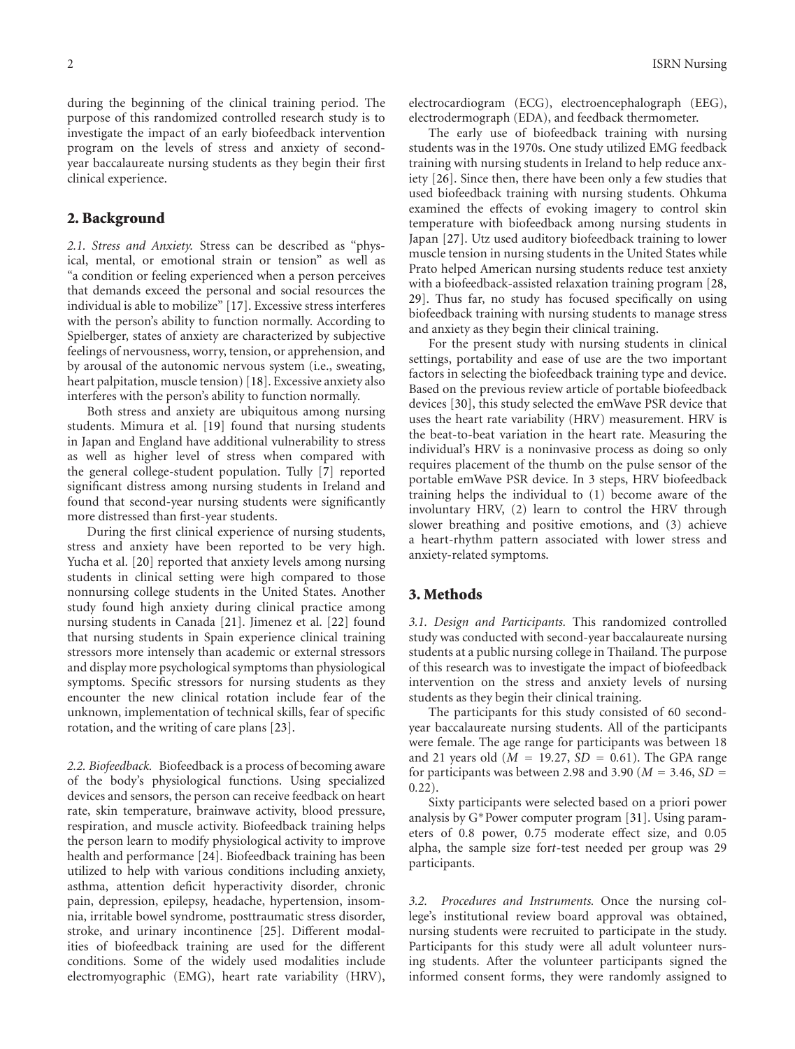during the beginning of the clinical training period. The purpose of this randomized controlled research study is to investigate the impact of an early biofeedback intervention program on the levels of stress and anxiety of second-year baccalaureate nursing students as they begin their first clinical experience.

## 2. Background

*2.1. Stress and Anxiety.* Stress can be described as "physical, mental, or emotional strain or tension" as well as "a condition or feeling experienced when a person perceives that demands exceed the personal and social resources the individual is able to mobilize" [17]. Excessive stress interferes with the person's ability to function normally. According to Spielberger, states of anxiety are characterized by subjective feelings of nervousness, worry, tension, or apprehension, and by arousal of the autonomic nervous system (i.e., sweating, heart palpitation, muscle tension) [18]. Excessive anxiety also interferes with the person's ability to function normally.

Both stress and anxiety are ubiquitous among nursing students. Mimura et al. [19] found that nursing students in Japan and England have additional vulnerability to stress as well as higher level of stress when compared with the general college-student population. Tully [7] reported significant distress among nursing students in Ireland and found that second-year nursing students were significantly more distressed than first-year students.

During the first clinical experience of nursing students, stress and anxiety have been reported to be very high. Yucha et al. [20] reported that anxiety levels among nursing students in clinical setting were high compared to those nonnursing college students in the United States. Another study found high anxiety during clinical practice among nursing students in Canada [21]. Jimenez et al. [22] found that nursing students in Spain experience clinical training stressors more intensely than academic or external stressors and display more psychological symptoms than physiological symptoms. Specific stressors for nursing students as they encounter the new clinical rotation include fear of the unknown, implementation of technical skills, fear of specific rotation, and the writing of care plans [23].

*2.2. Biofeedback.* Biofeedback is a process of becoming aware of the body's physiological functions. Using specialized devices and sensors, the person can receive feedback on heart rate, skin temperature, brainwave activity, blood pressure, respiration, and muscle activity. Biofeedback training helps the person learn to modify physiological activity to improve health and performance [24]. Biofeedback training has been utilized to help with various conditions including anxiety, asthma, attention deficit hyperactivity disorder, chronic pain, depression, epilepsy, headache, hypertension, insomnia, irritable bowel syndrome, posttraumatic stress disorder, stroke, and urinary incontinence [25]. Different modalities of biofeedback training are used for the different conditions. Some of the widely used modalities include electromyographic (EMG), heart rate variability (HRV), electrocardiogram (ECG), electroencephalograph (EEG), electrodermograph (EDA), and feedback thermometer.

The early use of biofeedback training with nursing students was in the 1970s. One study utilized EMG feedback training with nursing students in Ireland to help reduce anxiety [26]. Since then, there have been only a few studies that used biofeedback training with nursing students. Ohkuma examined the effects of evoking imagery to control skin temperature with biofeedback among nursing students in Japan [27]. Utz used auditory biofeedback training to lower muscle tension in nursing students in the United States while Prato helped American nursing students reduce test anxiety with a biofeedback-assisted relaxation training program [28, 29]. Thus far, no study has focused specifically on using biofeedback training with nursing students to manage stress and anxiety as they begin their clinical training.

For the present study with nursing students in clinical settings, portability and ease of use are the two important factors in selecting the biofeedback training type and device. Based on the previous review article of portable biofeedback devices [30], this study selected the emWave PSR device that uses the heart rate variability (HRV) measurement. HRV is the beat-to-beat variation in the heart rate. Measuring the individual's HRV is a noninvasive process as doing so only requires placement of the thumb on the pulse sensor of the portable emWave PSR device. In 3 steps, HRV biofeedback training helps the individual to (1) become aware of the involuntary HRV, (2) learn to control the HRV through slower breathing and positive emotions, and (3) achieve a heart-rhythm pattern associated with lower stress and anxiety-related symptoms.

## 3. Methods

*3.1. Design and Participants.* This randomized controlled study was conducted with second-year baccalaureate nursing students at a public nursing college in Thailand. The purpose of this research was to investigate the impact of biofeedback intervention on the stress and anxiety levels of nursing students as they begin their clinical training.

The participants for this study consisted of 60 second-year baccalaureate nursing students. All of the participants were female. The age range for participants was between 18 and 21 years old ($M = 19.27$, $SD = 0.61$). The GPA range for participants was between 2.98 and 3.90 ($M = 3.46$, $SD = 0.22$).

Sixty participants were selected based on a priori power analysis by G*Power computer program [31]. Using parameters of 0.8 power, 0.75 moderate effect size, and 0.05 alpha, the sample size for *t*-test needed per group was 29 participants.

*3.2. Procedures and Instruments.* Once the nursing college's institutional review board approval was obtained, nursing students were recruited to participate in the study. Participants for this study were all adult volunteer nursing students. After the volunteer participants signed the informed consent forms, they were randomly assigned to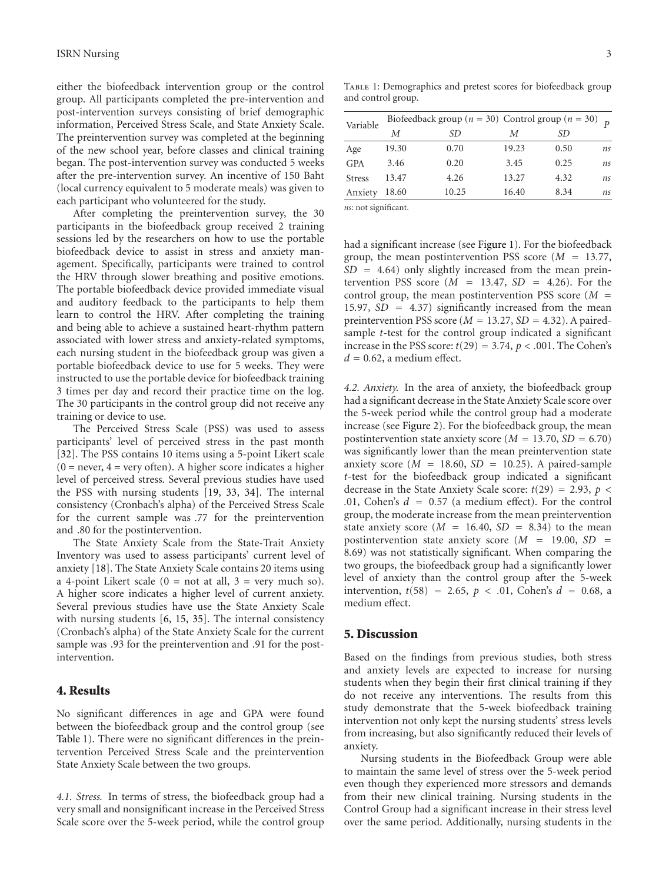either the biofeedback intervention group or the control group. All participants completed the pre-intervention and post-intervention surveys consisting of brief demographic information, Perceived Stress Scale, and State Anxiety Scale. The preintervention survey was completed at the beginning of the new school year, before classes and clinical training began. The post-intervention survey was conducted 5 weeks after the pre-intervention survey. An incentive of 150 Baht (local currency equivalent to 5 moderate meals) was given to each participant who volunteered for the study.

After completing the preintervention survey, the 30 participants in the biofeedback group received 2 training sessions led by the researchers on how to use the portable biofeedback device to assist in stress and anxiety management. Specifically, participants were trained to control the HRV through slower breathing and positive emotions. The portable biofeedback device provided immediate visual and auditory feedback to the participants to help them learn to control the HRV. After completing the training and being able to achieve a sustained heart-rhythm pattern associated with lower stress and anxiety-related symptoms, each nursing student in the biofeedback group was given a portable biofeedback device to use for 5 weeks. They were instructed to use the portable device for biofeedback training 3 times per day and record their practice time on the log. The 30 participants in the control group did not receive any training or device to use.

The Perceived Stress Scale (PSS) was used to assess participants' level of perceived stress in the past month [32]. The PSS contains 10 items using a 5-point Likert scale (0 = never, 4 = very often). A higher score indicates a higher level of perceived stress. Several previous studies have used the PSS with nursing students [19, 33, 34]. The internal consistency (Cronbach's alpha) of the Perceived Stress Scale for the current sample was .77 for the preintervention and .80 for the postintervention.

The State Anxiety Scale from the State-Trait Anxiety Inventory was used to assess participants' current level of anxiety [18]. The State Anxiety Scale contains 20 items using a 4-point Likert scale (0 = not at all, 3 = very much so). A higher score indicates a higher level of current anxiety. Several previous studies have use the State Anxiety Scale with nursing students [6, 15, 35]. The internal consistency (Cronbach's alpha) of the State Anxiety Scale for the current sample was .93 for the preintervention and .91 for the post-intervention.

## 4. Results

No significant differences in age and GPA were found between the biofeedback group and the control group (see Table 1). There were no significant differences in the preintervention Perceived Stress Scale and the preintervention State Anxiety Scale between the two groups.

Table 1: Demographics and pretest scores for biofeedback group and control group.

| Variable | Biofeedback group ($n$ = 30) | | Control group ($n$ = 30) | | $P$ |
|---|---|---|---|---|---|
| | $M$ | $SD$ | $M$ | $SD$ | |
| Age | 19.30 | 0.70 | 19.23 | 0.50 | *ns* |
| GPA | 3.46 | 0.20 | 3.45 | 0.25 | *ns* |
| Stress | 13.47 | 4.26 | 13.27 | 4.32 | *ns* |
| Anxiety | 18.60 | 10.25 | 16.40 | 8.34 | *ns* |

*ns*: not significant.

*4.1. Stress.* In terms of stress, the biofeedback group had a very small and nonsignificant increase in the Perceived Stress Scale score over the 5-week period, while the control group had a significant increase (see Figure 1). For the biofeedback group, the mean postintervention PSS score ($M$ = 13.77, $SD$ = 4.64) only slightly increased from the mean preintervention PSS score ($M$ = 13.47, $SD$ = 4.26). For the control group, the mean postintervention PSS score ($M$ = 15.97, $SD$ = 4.37) significantly increased from the mean preintervention PSS score ($M$ = 13.27, $SD$ = 4.32). A paired-sample $t$-test for the control group indicated a significant increase in the PSS score: $t(29) = 3.74$, $p < .001$. The Cohen's $d = 0.62$, a medium effect.

*4.2. Anxiety.* In the area of anxiety, the biofeedback group had a significant decrease in the State Anxiety Scale score over the 5-week period while the control group had a moderate increase (see Figure 2). For the biofeedback group, the mean postintervention state anxiety score ($M$ = 13.70, $SD$ = 6.70) was significantly lower than the mean preintervention state anxiety score ($M$ = 18.60, $SD$ = 10.25). A paired-sample $t$-test for the biofeedback group indicated a significant decrease in the State Anxiety Scale score: $t(29) = 2.93$, $p < .01$, Cohen's $d$ = 0.57 (a medium effect). For the control group, the moderate increase from the mean preintervention state anxiety score ($M$ = 16.40, $SD$ = 8.34) to the mean postintervention state anxiety score ($M$ = 19.00, $SD$ = 8.69) was not statistically significant. When comparing the two groups, the biofeedback group had a significantly lower level of anxiety than the control group after the 5-week intervention, $t(58) = 2.65$, $p < .01$, Cohen's $d$ = 0.68, a medium effect.

## 5. Discussion

Based on the findings from previous studies, both stress and anxiety levels are expected to increase for nursing students when they begin their first clinical training if they do not receive any interventions. The results from this study demonstrate that the 5-week biofeedback training intervention not only kept the nursing students' stress levels from increasing, but also significantly reduced their levels of anxiety.

Nursing students in the Biofeedback Group were able to maintain the same level of stress over the 5-week period even though they experienced more stressors and demands from their new clinical training. Nursing students in the Control Group had a significant increase in their stress level over the same period. Additionally, nursing students in the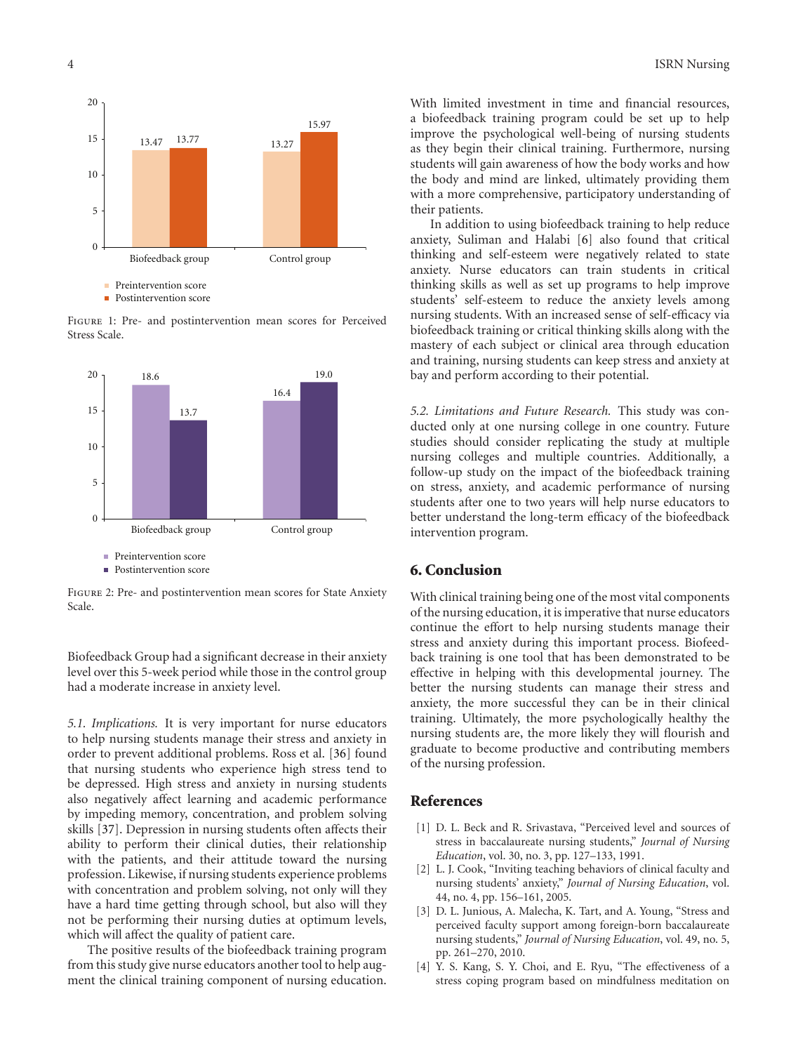FIGURE 1: Pre- and postintervention mean scores for Perceived Stress Scale.

FIGURE 2: Pre- and postintervention mean scores for State Anxiety Scale.

Biofeedback Group had a significant decrease in their anxiety level over this 5-week period while those in the control group had a moderate increase in anxiety level.

*5.1. Implications.* It is very important for nurse educators to help nursing students manage their stress and anxiety in order to prevent additional problems. Ross et al. [36] found that nursing students who experience high stress tend to be depressed. High stress and anxiety in nursing students also negatively affect learning and academic performance by impeding memory, concentration, and problem solving skills [37]. Depression in nursing students often affects their ability to perform their clinical duties, their relationship with the patients, and their attitude toward the nursing profession. Likewise, if nursing students experience problems with concentration and problem solving, not only will they have a hard time getting through school, but also will they not be performing their nursing duties at optimum levels, which will affect the quality of patient care.

The positive results of the biofeedback training program from this study give nurse educators another tool to help augment the clinical training component of nursing education. With limited investment in time and financial resources, a biofeedback training program could be set up to help improve the psychological well-being of nursing students as they begin their clinical training. Furthermore, nursing students will gain awareness of how the body works and how the body and mind are linked, ultimately providing them with a more comprehensive, participatory understanding of their patients.

In addition to using biofeedback training to help reduce anxiety, Suliman and Halabi [6] also found that critical thinking and self-esteem were negatively related to state anxiety. Nurse educators can train students in critical thinking skills as well as set up programs to help improve students' self-esteem to reduce the anxiety levels among nursing students. With an increased sense of self-efficacy via biofeedback training or critical thinking skills along with the mastery of each subject or clinical area through education and training, nursing students can keep stress and anxiety at bay and perform according to their potential.

*5.2. Limitations and Future Research.* This study was conducted only at one nursing college in one country. Future studies should consider replicating the study at multiple nursing colleges and multiple countries. Additionally, a follow-up study on the impact of the biofeedback training on stress, anxiety, and academic performance of nursing students after one to two years will help nurse educators to better understand the long-term efficacy of the biofeedback intervention program.

## 6. Conclusion

With clinical training being one of the most vital components of the nursing education, it is imperative that nurse educators continue the effort to help nursing students manage their stress and anxiety during this important process. Biofeedback training is one tool that has been demonstrated to be effective in helping with this developmental journey. The better the nursing students can manage their stress and anxiety, the more successful they can be in their clinical training. Ultimately, the more psychologically healthy the nursing students are, the more likely they will flourish and graduate to become productive and contributing members of the nursing profession.

## References

[1] D. L. Beck and R. Srivastava, "Perceived level and sources of stress in baccalaureate nursing students," *Journal of Nursing Education*, vol. 30, no. 3, pp. 127–133, 1991.

[2] L. J. Cook, "Inviting teaching behaviors of clinical faculty and nursing students' anxiety," *Journal of Nursing Education*, vol. 44, no. 4, pp. 156–161, 2005.

[3] D. L. Junious, A. Malecha, K. Tart, and A. Young, "Stress and perceived faculty support among foreign-born baccalaureate nursing students," *Journal of Nursing Education*, vol. 49, no. 5, pp. 261–270, 2010.

[4] Y. S. Kang, S. Y. Choi, and E. Ryu, "The effectiveness of a stress coping program based on mindfulness meditation on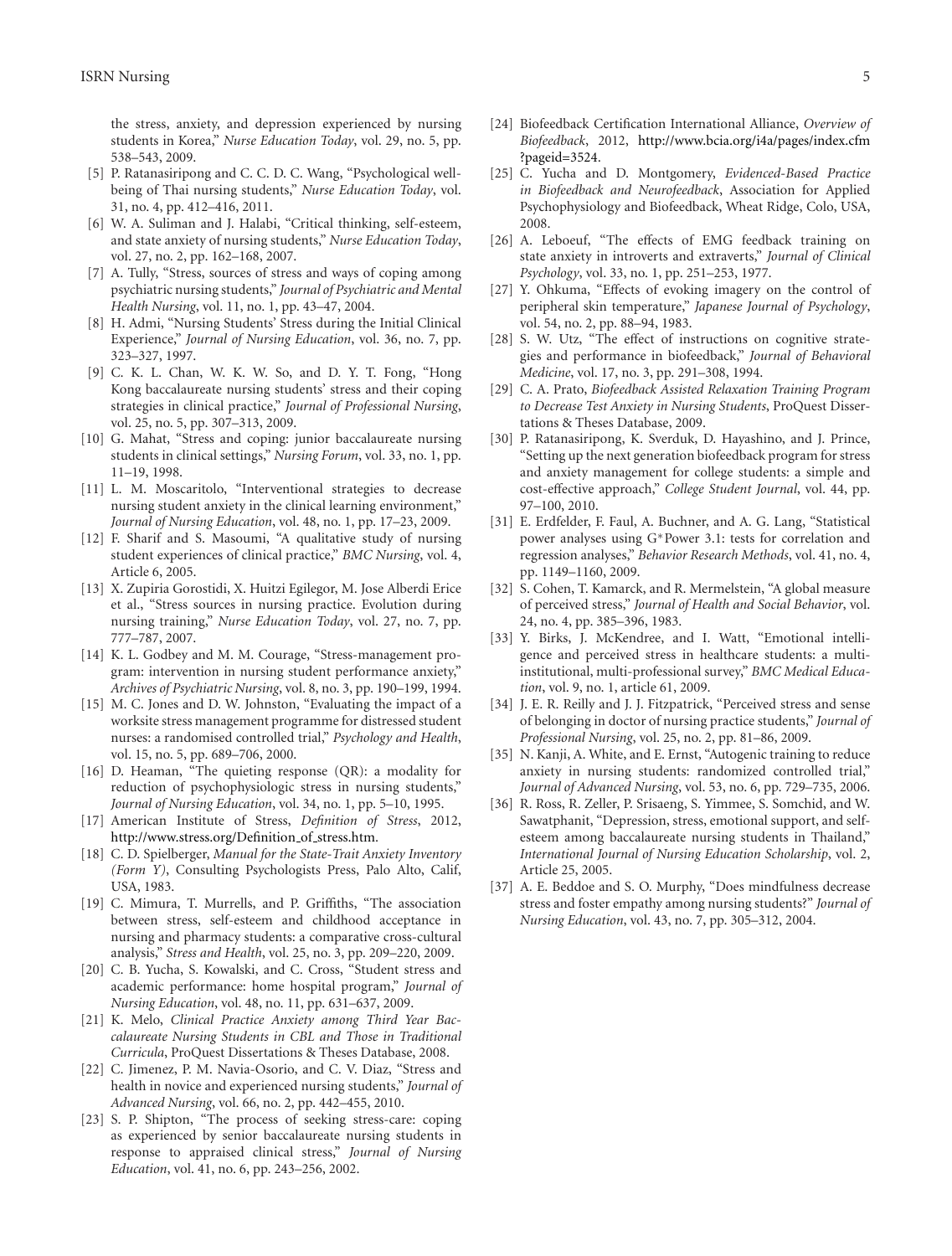the stress, anxiety, and depression experienced by nursing students in Korea," *Nurse Education Today*, vol. 29, no. 5, pp. 538–543, 2009.

[5] P. Ratanasiripong and C. C. D. C. Wang, "Psychological well-being of Thai nursing students," *Nurse Education Today*, vol. 31, no. 4, pp. 412–416, 2011.

[6] W. A. Suliman and J. Halabi, "Critical thinking, self-esteem, and state anxiety of nursing students," *Nurse Education Today*, vol. 27, no. 2, pp. 162–168, 2007.

[7] A. Tully, "Stress, sources of stress and ways of coping among psychiatric nursing students," *Journal of Psychiatric and Mental Health Nursing*, vol. 11, no. 1, pp. 43–47, 2004.

[8] H. Admi, "Nursing Students' Stress during the Initial Clinical Experience," *Journal of Nursing Education*, vol. 36, no. 7, pp. 323–327, 1997.

[9] C. K. L. Chan, W. K. W. So, and D. Y. T. Fong, "Hong Kong baccalaureate nursing students' stress and their coping strategies in clinical practice," *Journal of Professional Nursing*, vol. 25, no. 5, pp. 307–313, 2009.

[10] G. Mahat, "Stress and coping: junior baccalaureate nursing students in clinical settings," *Nursing Forum*, vol. 33, no. 1, pp. 11–19, 1998.

[11] L. M. Moscaritolo, "Interventional strategies to decrease nursing student anxiety in the clinical learning environment," *Journal of Nursing Education*, vol. 48, no. 1, pp. 17–23, 2009.

[12] F. Sharif and S. Masoumi, "A qualitative study of nursing student experiences of clinical practice," *BMC Nursing*, vol. 4, Article 6, 2005.

[13] X. Zupiria Gorostidi, X. Huitzi Egilegor, M. Jose Alberdi Erice et al., "Stress sources in nursing practice. Evolution during nursing training," *Nurse Education Today*, vol. 27, no. 7, pp. 777–787, 2007.

[14] K. L. Godbey and M. M. Courage, "Stress-management program: intervention in nursing student performance anxiety," *Archives of Psychiatric Nursing*, vol. 8, no. 3, pp. 190–199, 1994.

[15] M. C. Jones and D. W. Johnston, "Evaluating the impact of a worksite stress management programme for distressed student nurses: a randomised controlled trial," *Psychology and Health*, vol. 15, no. 5, pp. 689–706, 2000.

[16] D. Heaman, "The quieting response (QR): a modality for reduction of psychophysiologic stress in nursing students," *Journal of Nursing Education*, vol. 34, no. 1, pp. 5–10, 1995.

[17] American Institute of Stress, *Definition of Stress*, 2012, http://www.stress.org/Definition_of_stress.htm.

[18] C. D. Spielberger, *Manual for the State-Trait Anxiety Inventory (Form Y)*, Consulting Psychologists Press, Palo Alto, Calif, USA, 1983.

[19] C. Mimura, T. Murrells, and P. Griffiths, "The association between stress, self-esteem and childhood acceptance in nursing and pharmacy students: a comparative cross-cultural analysis," *Stress and Health*, vol. 25, no. 3, pp. 209–220, 2009.

[20] C. B. Yucha, S. Kowalski, and C. Cross, "Student stress and academic performance: home hospital program," *Journal of Nursing Education*, vol. 48, no. 11, pp. 631–637, 2009.

[21] K. Melo, *Clinical Practice Anxiety among Third Year Baccalaureate Nursing Students in CBL and Those in Traditional Curricula*, ProQuest Dissertations & Theses Database, 2008.

[22] C. Jimenez, P. M. Navia-Osorio, and C. V. Diaz, "Stress and health in novice and experienced nursing students," *Journal of Advanced Nursing*, vol. 66, no. 2, pp. 442–455, 2010.

[23] S. P. Shipton, "The process of seeking stress-care: coping as experienced by senior baccalaureate nursing students in response to appraised clinical stress," *Journal of Nursing Education*, vol. 41, no. 6, pp. 243–256, 2002.

[24] Biofeedback Certification International Alliance, *Overview of Biofeedback*, 2012, http://www.bcia.org/i4a/pages/index.cfm?pageid=3524.

[25] C. Yucha and D. Montgomery, *Evidenced-Based Practice in Biofeedback and Neurofeedback*, Association for Applied Psychophysiology and Biofeedback, Wheat Ridge, Colo, USA, 2008.

[26] A. Leboeuf, "The effects of EMG feedback training on state anxiety in introverts and extraverts," *Journal of Clinical Psychology*, vol. 33, no. 1, pp. 251–253, 1977.

[27] Y. Ohkuma, "Effects of evoking imagery on the control of peripheral skin temperature," *Japanese Journal of Psychology*, vol. 54, no. 2, pp. 88–94, 1983.

[28] S. W. Utz, "The effect of instructions on cognitive strategies and performance in biofeedback," *Journal of Behavioral Medicine*, vol. 17, no. 3, pp. 291–308, 1994.

[29] C. A. Prato, *Biofeedback Assisted Relaxation Training Program to Decrease Test Anxiety in Nursing Students*, ProQuest Dissertations & Theses Database, 2009.

[30] P. Ratanasiripong, K. Sverduk, D. Hayashino, and J. Prince, "Setting up the next generation biofeedback program for stress and anxiety management for college students: a simple and cost-effective approach," *College Student Journal*, vol. 44, pp. 97–100, 2010.

[31] E. Erdfelder, F. Faul, A. Buchner, and A. G. Lang, "Statistical power analyses using G*Power 3.1: tests for correlation and regression analyses," *Behavior Research Methods*, vol. 41, no. 4, pp. 1149–1160, 2009.

[32] S. Cohen, T. Kamarck, and R. Mermelstein, "A global measure of perceived stress," *Journal of Health and Social Behavior*, vol. 24, no. 4, pp. 385–396, 1983.

[33] Y. Birks, J. McKendree, and I. Watt, "Emotional intelligence and perceived stress in healthcare students: a multi-institutional, multi-professional survey," *BMC Medical Education*, vol. 9, no. 1, article 61, 2009.

[34] J. E. R. Reilly and J. J. Fitzpatrick, "Perceived stress and sense of belonging in doctor of nursing practice students," *Journal of Professional Nursing*, vol. 25, no. 2, pp. 81–86, 2009.

[35] N. Kanji, A. White, and E. Ernst, "Autogenic training to reduce anxiety in nursing students: randomized controlled trial," *Journal of Advanced Nursing*, vol. 53, no. 6, pp. 729–735, 2006.

[36] R. Ross, R. Zeller, P. Srisaeng, S. Yimmee, S. Somchid, and W. Sawatphanit, "Depression, stress, emotional support, and self-esteem among baccalaureate nursing students in Thailand," *International Journal of Nursing Education Scholarship*, vol. 2, Article 25, 2005.

[37] A. E. Beddoe and S. O. Murphy, "Does mindfulness decrease stress and foster empathy among nursing students?" *Journal of Nursing Education*, vol. 43, no. 7, pp. 305–312, 2004.